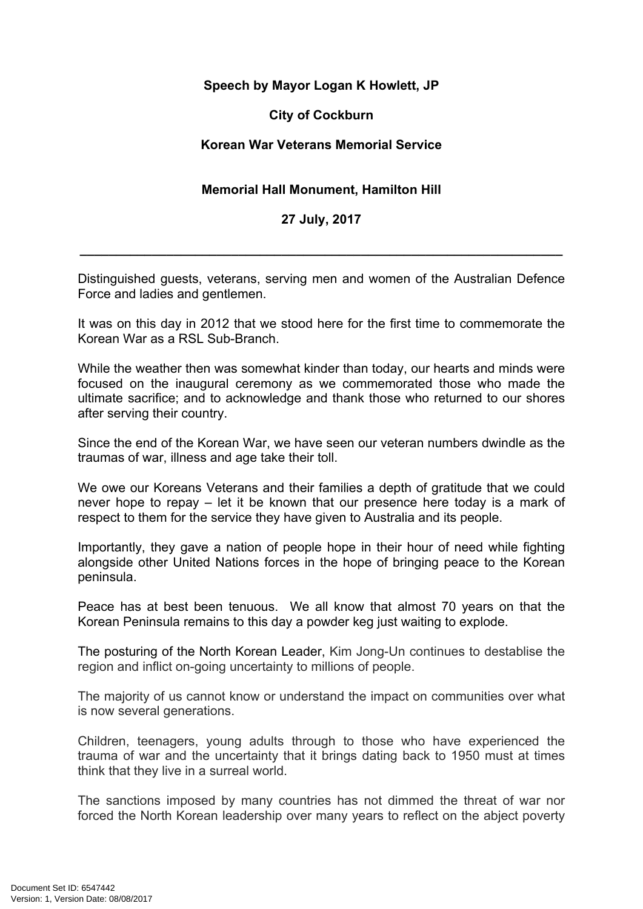**Speech by Mayor Logan K Howlett, JP**

**City of Cockburn**

**Korean War Veterans Memorial Service**

**Memorial Hall Monument, Hamilton Hill**

**27 July, 2017**

---

Distinguished guests, veterans, serving men and women of the Australian Defence Force and ladies and gentlemen.

It was on this day in 2012 that we stood here for the first time to commemorate the Korean War as a RSL Sub-Branch.

While the weather then was somewhat kinder than today, our hearts and minds were focused on the inaugural ceremony as we commemorated those who made the ultimate sacrifice; and to acknowledge and thank those who returned to our shores after serving their country.

Since the end of the Korean War, we have seen our veteran numbers dwindle as the traumas of war, illness and age take their toll.

We owe our Koreans Veterans and their families a depth of gratitude that we could never hope to repay – let it be known that our presence here today is a mark of respect to them for the service they have given to Australia and its people.

Importantly, they gave a nation of people hope in their hour of need while fighting alongside other United Nations forces in the hope of bringing peace to the Korean peninsula.

Peace has at best been tenuous. We all know that almost 70 years on that the Korean Peninsula remains to this day a powder keg just waiting to explode.

The posturing of the North Korean Leader, Kim Jong-Un continues to destablise the region and inflict on-going uncertainty to millions of people.

The majority of us cannot know or understand the impact on communities over what is now several generations.

Children, teenagers, young adults through to those who have experienced the trauma of war and the uncertainty that it brings dating back to 1950 must at times think that they live in a surreal world.

The sanctions imposed by many countries has not dimmed the threat of war nor forced the North Korean leadership over many years to reflect on the abject poverty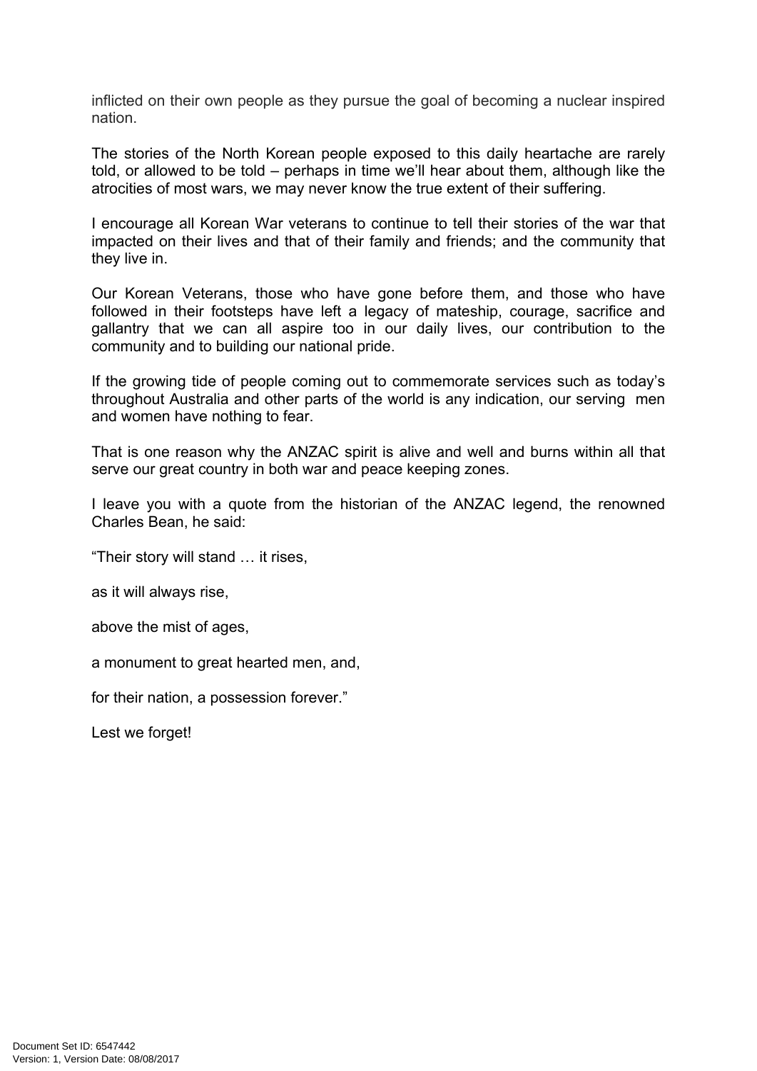inflicted on their own people as they pursue the goal of becoming a nuclear inspired nation.

The stories of the North Korean people exposed to this daily heartache are rarely told, or allowed to be told – perhaps in time we'll hear about them, although like the atrocities of most wars, we may never know the true extent of their suffering.

I encourage all Korean War veterans to continue to tell their stories of the war that impacted on their lives and that of their family and friends; and the community that they live in.

Our Korean Veterans, those who have gone before them, and those who have followed in their footsteps have left a legacy of mateship, courage, sacrifice and gallantry that we can all aspire too in our daily lives, our contribution to the community and to building our national pride.

If the growing tide of people coming out to commemorate services such as today's throughout Australia and other parts of the world is any indication, our serving men and women have nothing to fear.

That is one reason why the ANZAC spirit is alive and well and burns within all that serve our great country in both war and peace keeping zones.

I leave you with a quote from the historian of the ANZAC legend, the renowned Charles Bean, he said:

"Their story will stand … it rises,

as it will always rise,

above the mist of ages,

a monument to great hearted men, and,

for their nation, a possession forever."

Lest we forget!